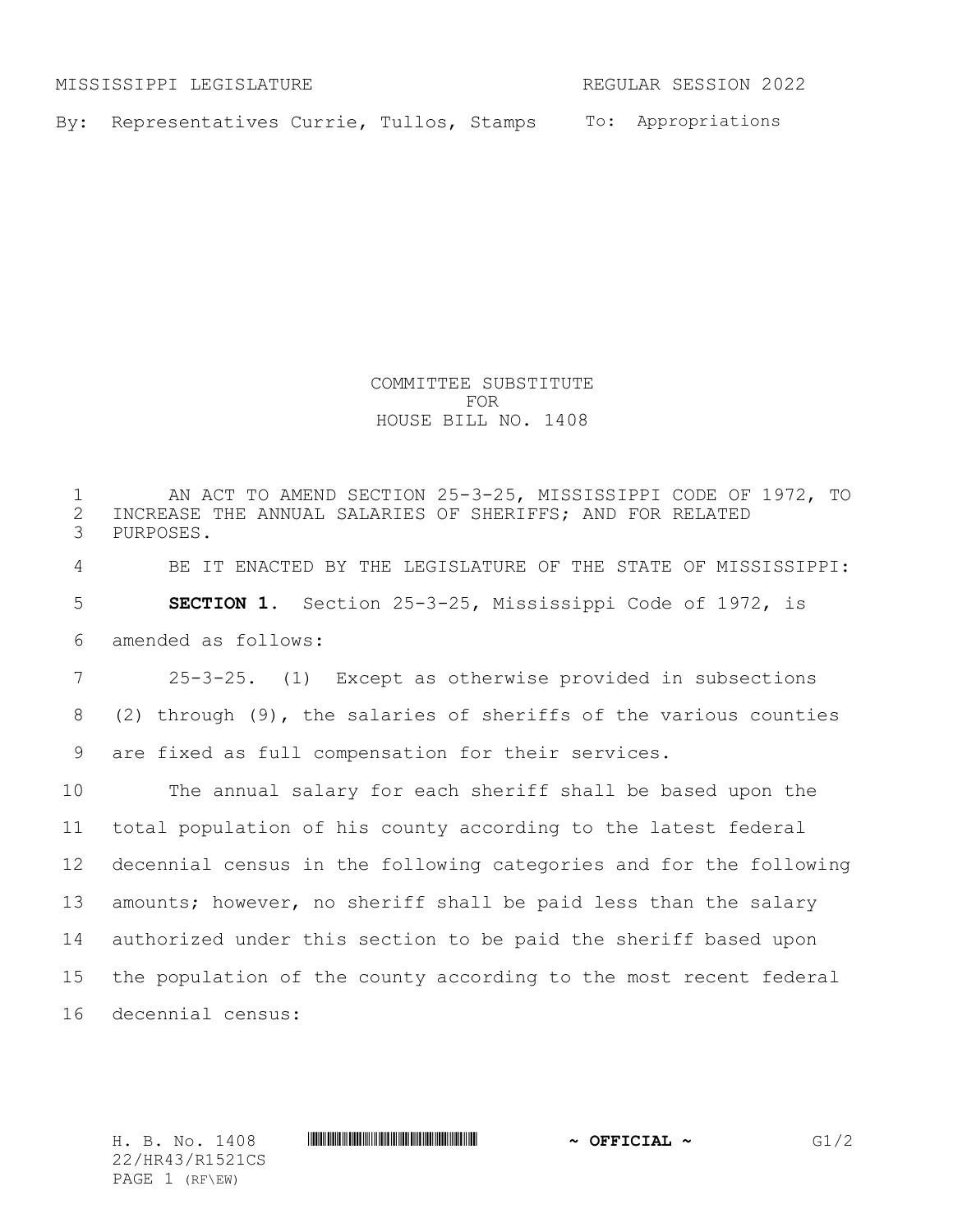MISSISSIPPI LEGISLATURE REGULAR SESSION 2022

By: Representatives Currie, Tullos, Stamps To: Appropriations

COMMITTEE SUBSTITUTE
FOR
HOUSE BILL NO. 1408

AN ACT TO AMEND SECTION 25-3-25, MISSISSIPPI CODE OF 1972, TO INCREASE THE ANNUAL SALARIES OF SHERIFFS; AND FOR RELATED PURPOSES.

BE IT ENACTED BY THE LEGISLATURE OF THE STATE OF MISSISSIPPI:

**SECTION 1.** Section 25-3-25, Mississippi Code of 1972, is amended as follows:

25-3-25. (1) Except as otherwise provided in subsections (2) through (9), the salaries of sheriffs of the various counties are fixed as full compensation for their services.

The annual salary for each sheriff shall be based upon the total population of his county according to the latest federal decennial census in the following categories and for the following amounts; however, no sheriff shall be paid less than the salary authorized under this section to be paid the sheriff based upon the population of the county according to the most recent federal decennial census: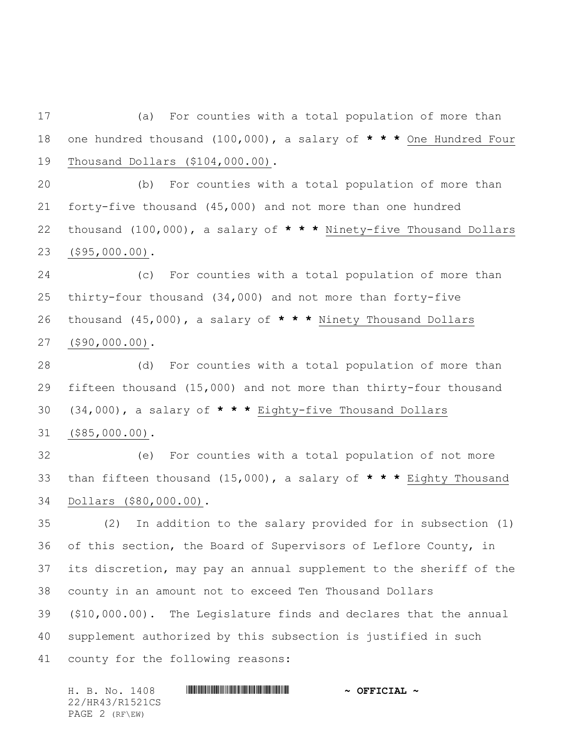(a) For counties with a total population of more than one hundred thousand (100,000), a salary of * * * One Hundred Four Thousand Dollars ($104,000.00).

(b) For counties with a total population of more than forty-five thousand (45,000) and not more than one hundred thousand (100,000), a salary of * * * Ninety-five Thousand Dollars ($95,000.00).

(c) For counties with a total population of more than thirty-four thousand (34,000) and not more than forty-five thousand (45,000), a salary of * * * Ninety Thousand Dollars ($90,000.00).

(d) For counties with a total population of more than fifteen thousand (15,000) and not more than thirty-four thousand (34,000), a salary of * * * Eighty-five Thousand Dollars ($85,000.00).

(e) For counties with a total population of not more than fifteen thousand (15,000), a salary of * * * Eighty Thousand Dollars ($80,000.00).

(2) In addition to the salary provided for in subsection (1) of this section, the Board of Supervisors of Leflore County, in its discretion, may pay an annual supplement to the sheriff of the county in an amount not to exceed Ten Thousand Dollars ($10,000.00). The Legislature finds and declares that the annual supplement authorized by this subsection is justified in such county for the following reasons: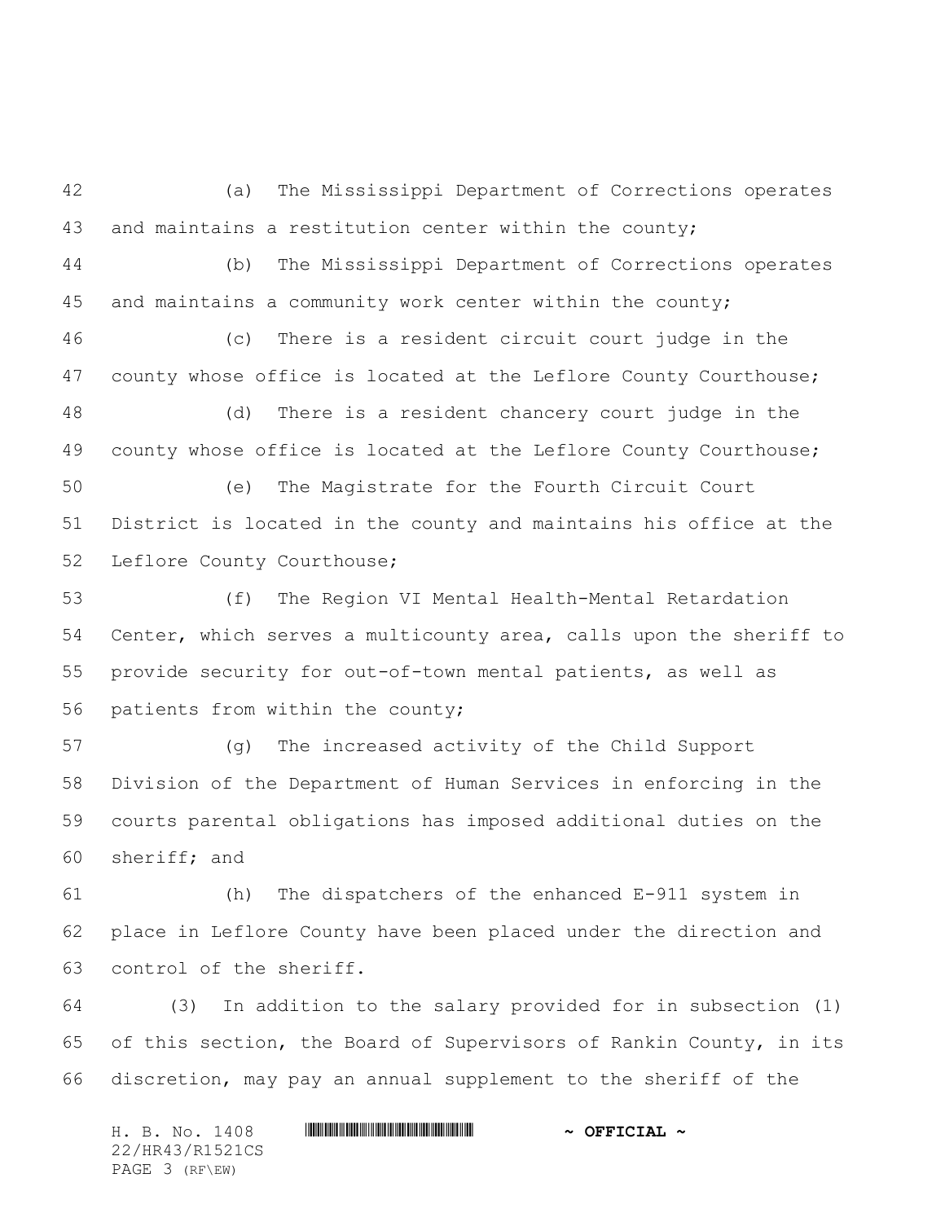(a) The Mississippi Department of Corrections operates and maintains a restitution center within the county;

(b) The Mississippi Department of Corrections operates and maintains a community work center within the county;

(c) There is a resident circuit court judge in the county whose office is located at the Leflore County Courthouse;

(d) There is a resident chancery court judge in the county whose office is located at the Leflore County Courthouse;

(e) The Magistrate for the Fourth Circuit Court District is located in the county and maintains his office at the Leflore County Courthouse;

(f) The Region VI Mental Health-Mental Retardation Center, which serves a multicounty area, calls upon the sheriff to provide security for out-of-town mental patients, as well as patients from within the county;

(g) The increased activity of the Child Support Division of the Department of Human Services in enforcing in the courts parental obligations has imposed additional duties on the sheriff; and

(h) The dispatchers of the enhanced E-911 system in place in Leflore County have been placed under the direction and control of the sheriff.

(3) In addition to the salary provided for in subsection (1) of this section, the Board of Supervisors of Rankin County, in its discretion, may pay an annual supplement to the sheriff of the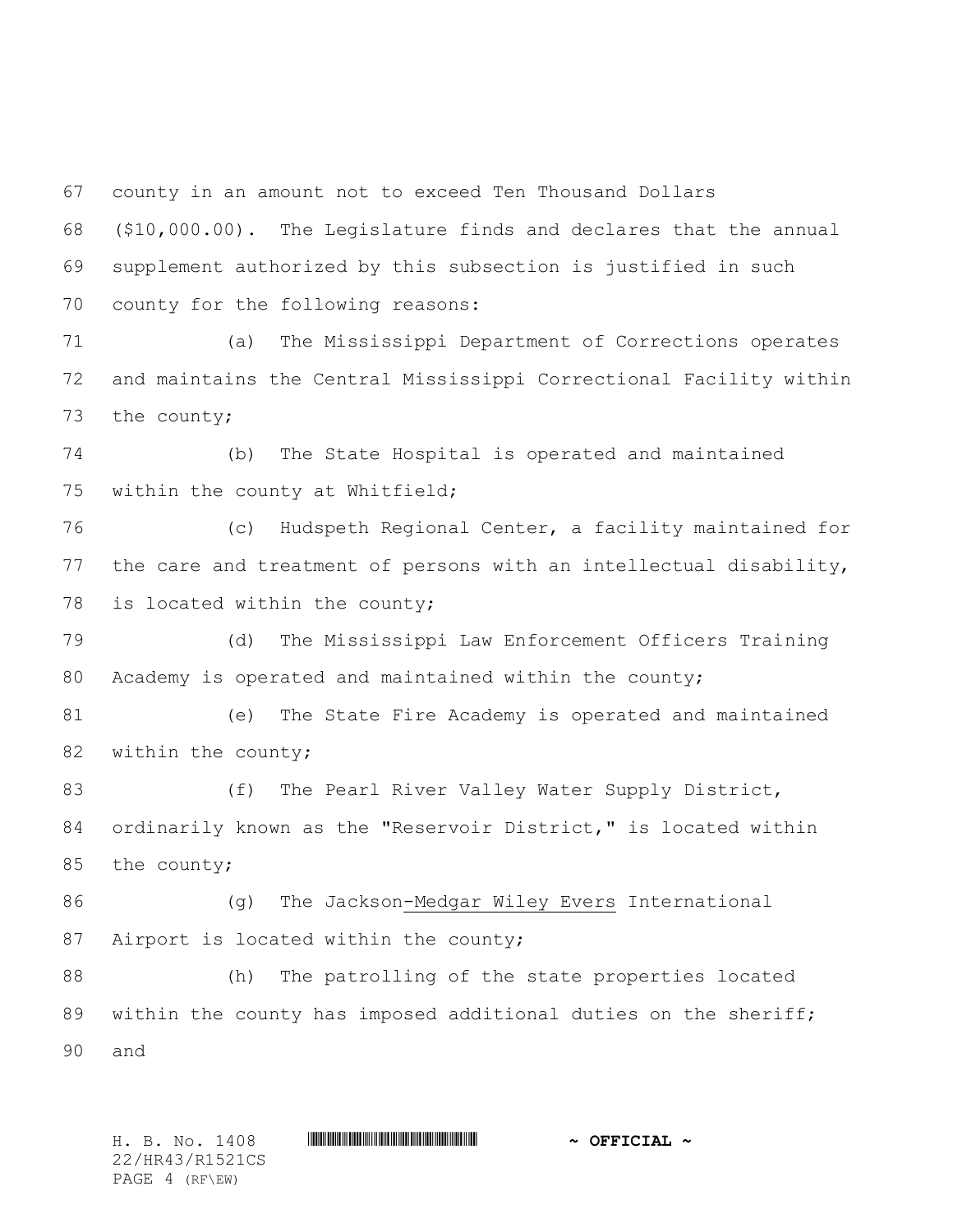county in an amount not to exceed Ten Thousand Dollars ($10,000.00). The Legislature finds and declares that the annual supplement authorized by this subsection is justified in such county for the following reasons:

(a) The Mississippi Department of Corrections operates and maintains the Central Mississippi Correctional Facility within the county;

(b) The State Hospital is operated and maintained within the county at Whitfield;

(c) Hudspeth Regional Center, a facility maintained for the care and treatment of persons with an intellectual disability, is located within the county;

(d) The Mississippi Law Enforcement Officers Training Academy is operated and maintained within the county;

(e) The State Fire Academy is operated and maintained within the county;

(f) The Pearl River Valley Water Supply District, ordinarily known as the "Reservoir District," is located within the county;

(g) The Jackson-Medgar Wiley Evers International Airport is located within the county;

(h) The patrolling of the state properties located within the county has imposed additional duties on the sheriff; and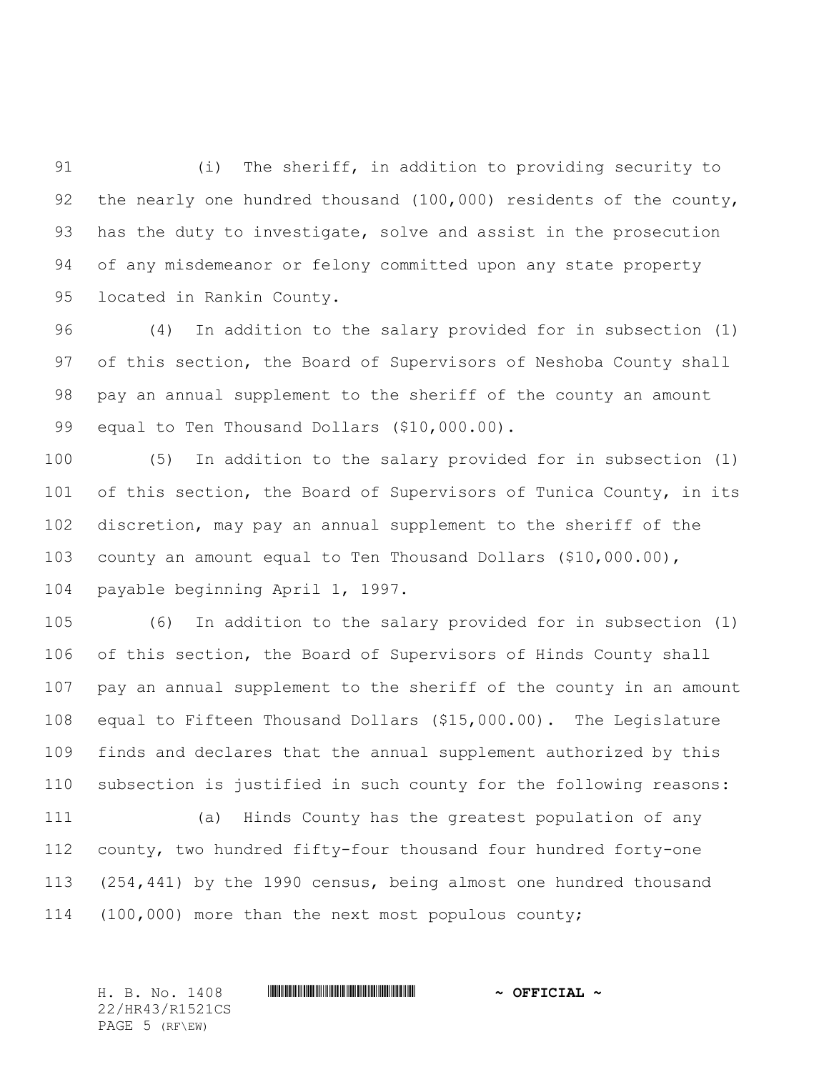(i) The sheriff, in addition to providing security to the nearly one hundred thousand (100,000) residents of the county, has the duty to investigate, solve and assist in the prosecution of any misdemeanor or felony committed upon any state property located in Rankin County.

(4) In addition to the salary provided for in subsection (1) of this section, the Board of Supervisors of Neshoba County shall pay an annual supplement to the sheriff of the county an amount equal to Ten Thousand Dollars ($10,000.00).

(5) In addition to the salary provided for in subsection (1) of this section, the Board of Supervisors of Tunica County, in its discretion, may pay an annual supplement to the sheriff of the county an amount equal to Ten Thousand Dollars ($10,000.00), payable beginning April 1, 1997.

(6) In addition to the salary provided for in subsection (1) of this section, the Board of Supervisors of Hinds County shall pay an annual supplement to the sheriff of the county in an amount equal to Fifteen Thousand Dollars ($15,000.00). The Legislature finds and declares that the annual supplement authorized by this subsection is justified in such county for the following reasons:

(a) Hinds County has the greatest population of any county, two hundred fifty-four thousand four hundred forty-one (254,441) by the 1990 census, being almost one hundred thousand (100,000) more than the next most populous county;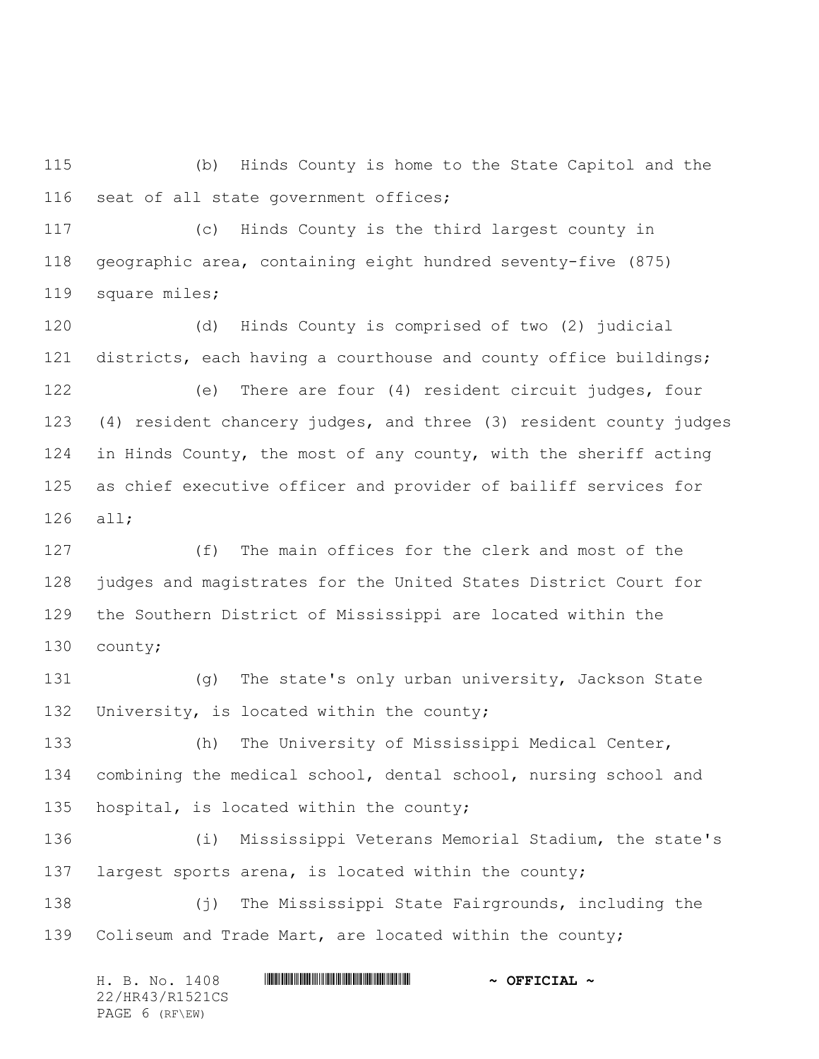(b) Hinds County is home to the State Capitol and the seat of all state government offices;

(c) Hinds County is the third largest county in geographic area, containing eight hundred seventy-five (875) square miles;

(d) Hinds County is comprised of two (2) judicial districts, each having a courthouse and county office buildings;

(e) There are four (4) resident circuit judges, four (4) resident chancery judges, and three (3) resident county judges in Hinds County, the most of any county, with the sheriff acting as chief executive officer and provider of bailiff services for all;

(f) The main offices for the clerk and most of the judges and magistrates for the United States District Court for the Southern District of Mississippi are located within the county;

(g) The state's only urban university, Jackson State University, is located within the county;

(h) The University of Mississippi Medical Center, combining the medical school, dental school, nursing school and hospital, is located within the county;

(i) Mississippi Veterans Memorial Stadium, the state's largest sports arena, is located within the county;

(j) The Mississippi State Fairgrounds, including the Coliseum and Trade Mart, are located within the county;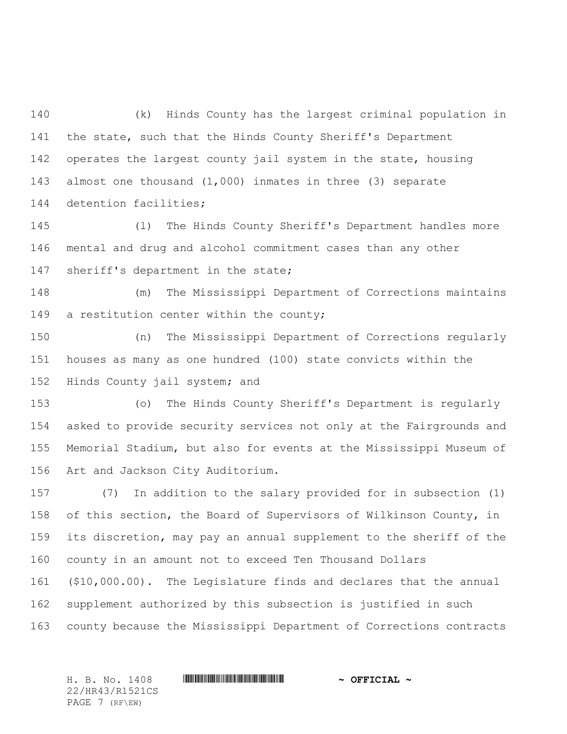(k) Hinds County has the largest criminal population in the state, such that the Hinds County Sheriff's Department operates the largest county jail system in the state, housing almost one thousand (1,000) inmates in three (3) separate detention facilities;

(l) The Hinds County Sheriff's Department handles more mental and drug and alcohol commitment cases than any other sheriff's department in the state;

(m) The Mississippi Department of Corrections maintains a restitution center within the county;

(n) The Mississippi Department of Corrections regularly houses as many as one hundred (100) state convicts within the Hinds County jail system; and

(o) The Hinds County Sheriff's Department is regularly asked to provide security services not only at the Fairgrounds and Memorial Stadium, but also for events at the Mississippi Museum of Art and Jackson City Auditorium.

(7) In addition to the salary provided for in subsection (1) of this section, the Board of Supervisors of Wilkinson County, in its discretion, may pay an annual supplement to the sheriff of the county in an amount not to exceed Ten Thousand Dollars ($10,000.00). The Legislature finds and declares that the annual supplement authorized by this subsection is justified in such county because the Mississippi Department of Corrections contracts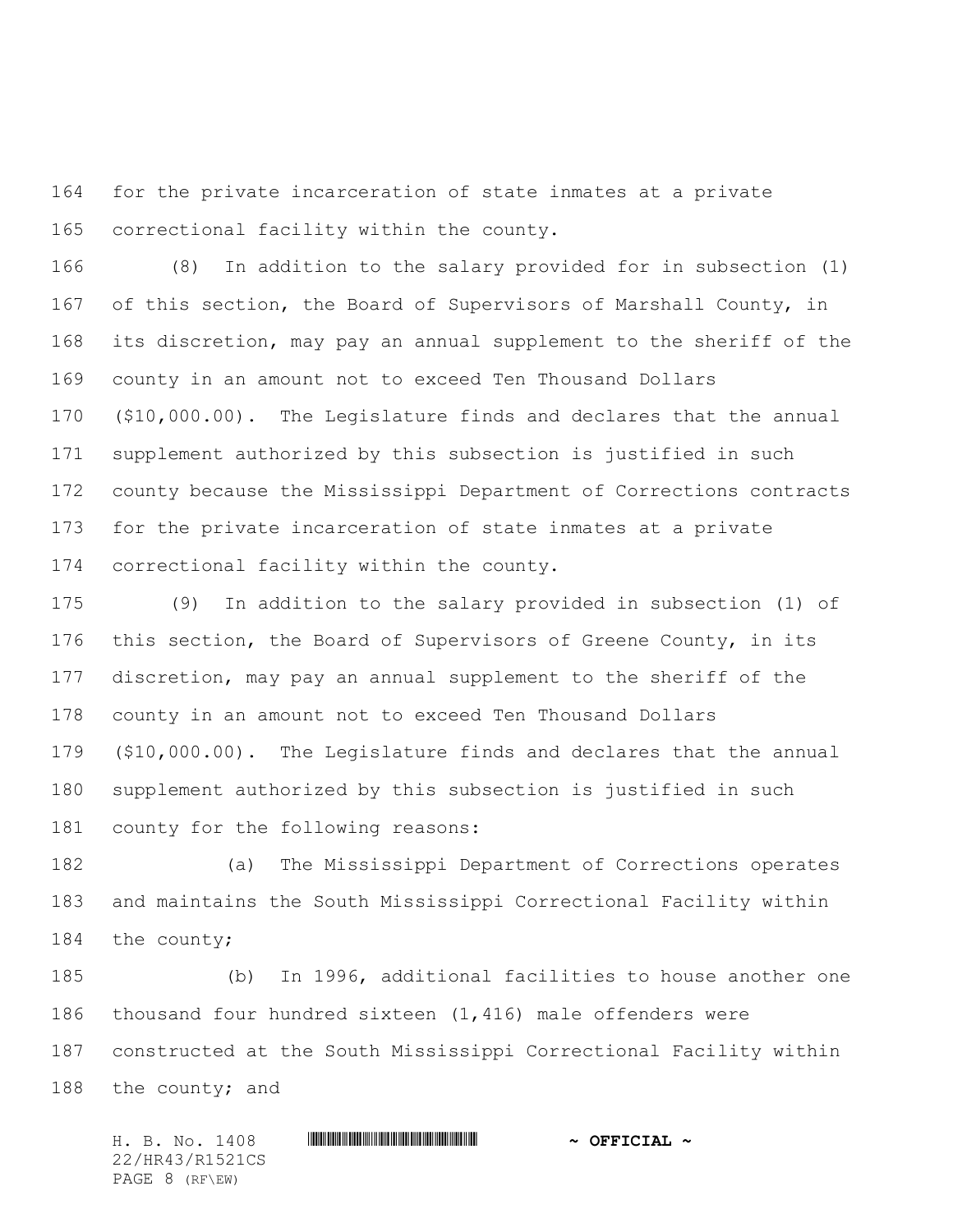for the private incarceration of state inmates at a private correctional facility within the county.

(8) In addition to the salary provided for in subsection (1) of this section, the Board of Supervisors of Marshall County, in its discretion, may pay an annual supplement to the sheriff of the county in an amount not to exceed Ten Thousand Dollars ($10,000.00). The Legislature finds and declares that the annual supplement authorized by this subsection is justified in such county because the Mississippi Department of Corrections contracts for the private incarceration of state inmates at a private correctional facility within the county.

(9) In addition to the salary provided in subsection (1) of this section, the Board of Supervisors of Greene County, in its discretion, may pay an annual supplement to the sheriff of the county in an amount not to exceed Ten Thousand Dollars ($10,000.00). The Legislature finds and declares that the annual supplement authorized by this subsection is justified in such county for the following reasons:

(a) The Mississippi Department of Corrections operates and maintains the South Mississippi Correctional Facility within the county;

(b) In 1996, additional facilities to house another one thousand four hundred sixteen (1,416) male offenders were constructed at the South Mississippi Correctional Facility within the county; and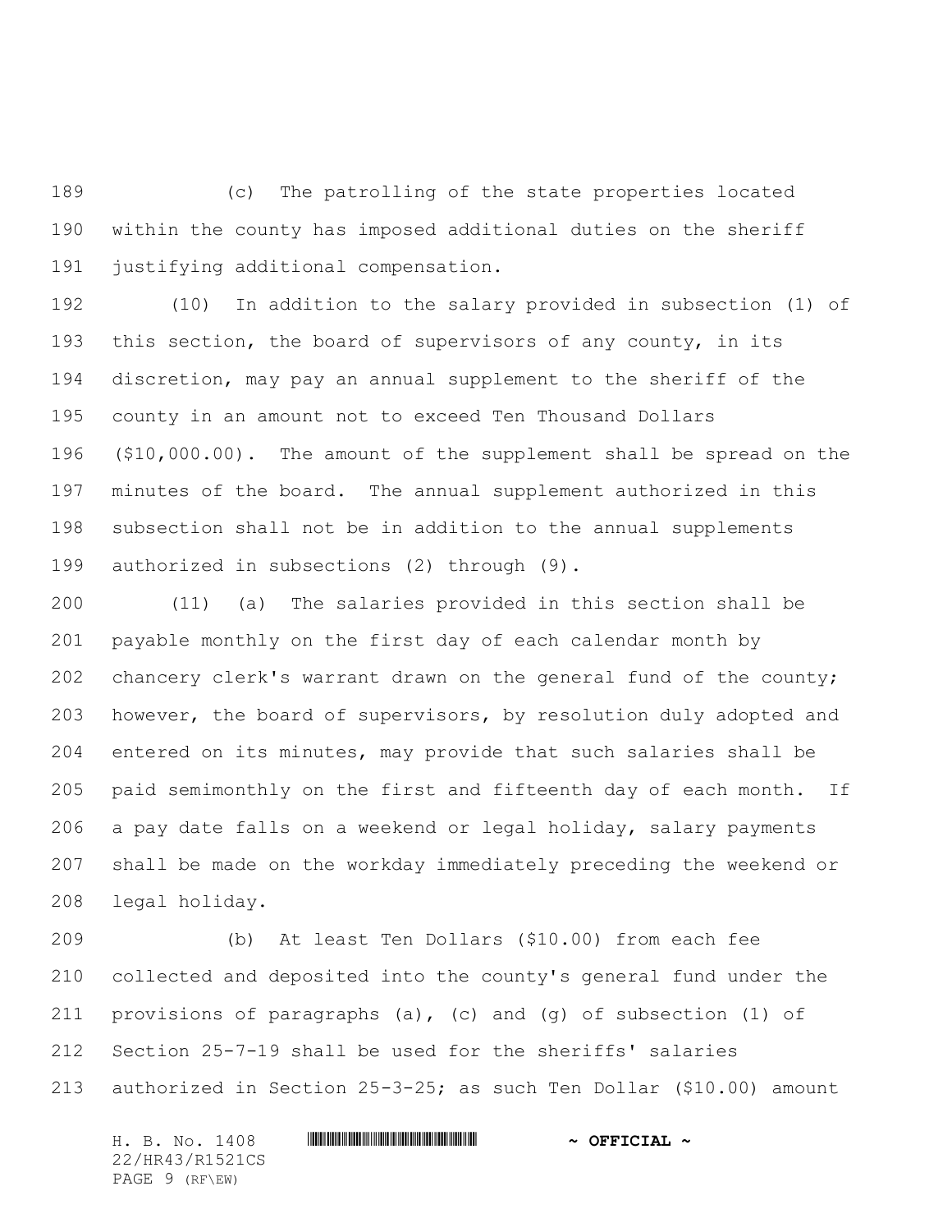(c) The patrolling of the state properties located within the county has imposed additional duties on the sheriff justifying additional compensation.

(10) In addition to the salary provided in subsection (1) of this section, the board of supervisors of any county, in its discretion, may pay an annual supplement to the sheriff of the county in an amount not to exceed Ten Thousand Dollars ($10,000.00). The amount of the supplement shall be spread on the minutes of the board. The annual supplement authorized in this subsection shall not be in addition to the annual supplements authorized in subsections (2) through (9).

(11) (a) The salaries provided in this section shall be payable monthly on the first day of each calendar month by chancery clerk's warrant drawn on the general fund of the county; however, the board of supervisors, by resolution duly adopted and entered on its minutes, may provide that such salaries shall be paid semimonthly on the first and fifteenth day of each month. If a pay date falls on a weekend or legal holiday, salary payments shall be made on the workday immediately preceding the weekend or legal holiday.

(b) At least Ten Dollars ($10.00) from each fee collected and deposited into the county's general fund under the provisions of paragraphs (a), (c) and (g) of subsection (1) of Section 25-7-19 shall be used for the sheriffs' salaries authorized in Section 25-3-25; as such Ten Dollar ($10.00) amount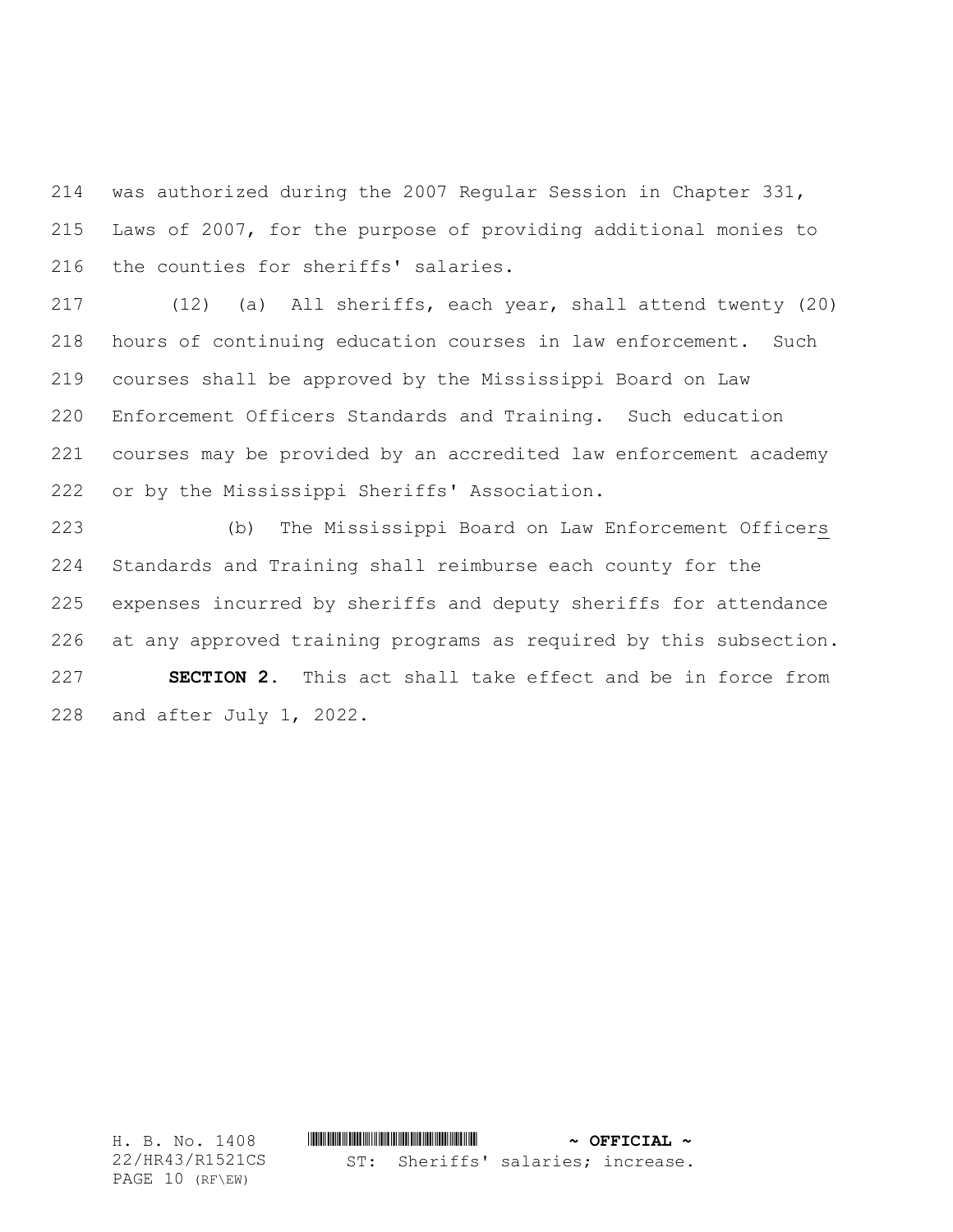was authorized during the 2007 Regular Session in Chapter 331, Laws of 2007, for the purpose of providing additional monies to the counties for sheriffs' salaries.

(12) (a) All sheriffs, each year, shall attend twenty (20) hours of continuing education courses in law enforcement. Such courses shall be approved by the Mississippi Board on Law Enforcement Officers Standards and Training. Such education courses may be provided by an accredited law enforcement academy or by the Mississippi Sheriffs' Association.

(b) The Mississippi Board on Law Enforcement Officers Standards and Training shall reimburse each county for the expenses incurred by sheriffs and deputy sheriffs for attendance at any approved training programs as required by this subsection.

**SECTION 2.** This act shall take effect and be in force from and after July 1, 2022.